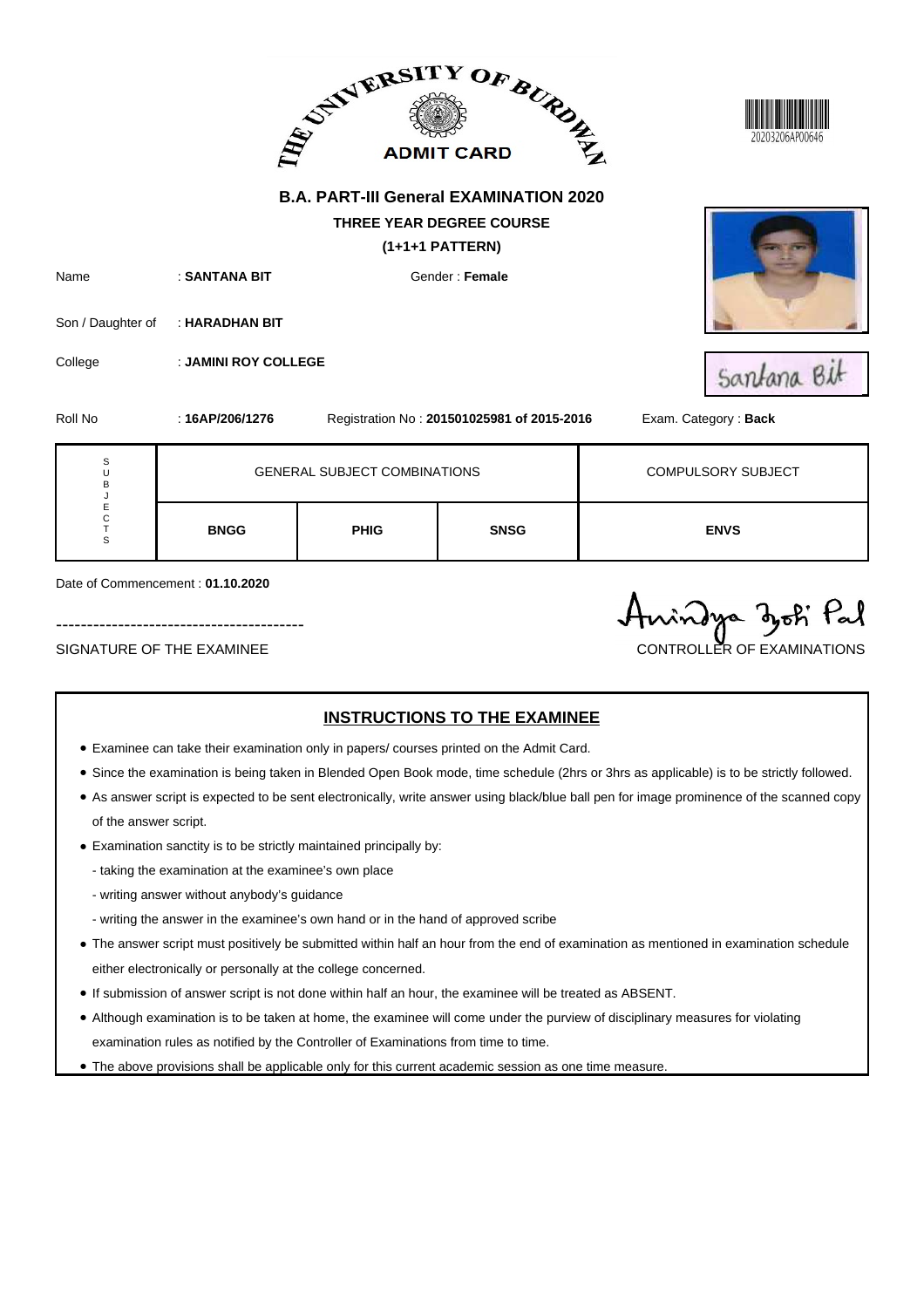# THE UNIVERSITY OF BURDWAN

## ADMIT CARD

20203206AP00646

### B.A. PART-III General EXAMINATION 2020

**THREE YEAR DEGREE COURSE**

**(1+1+1 PATTERN)**

Name : **SANTANA BIT** Gender : **Female**

Son / Daughter of : **HARADHAN BIT**

College : **JAMINI ROY COLLEGE**

Santana Bit

Roll No : **16AP/206/1276** Registration No : **201501025981 of 2015-2016** Exam. Category : **Back**

| SUBJECTS | GENERAL SUBJECT COMBINATIONS | | | COMPULSORY SUBJECT |
|---|---|---|---|---|
| | **BNGG** | **PHIG** | **SNSG** | **ENVS** |

Date of Commencement : **01.10.2020**

Anindya Jyoti Pal

----------------------------------------

SIGNATURE OF THE EXAMINEE

CONTROLLER OF EXAMINATIONS

## INSTRUCTIONS TO THE EXAMINEE

- Examinee can take their examination only in papers/ courses printed on the Admit Card.
- Since the examination is being taken in Blended Open Book mode, time schedule (2hrs or 3hrs as applicable) is to be strictly followed.
- As answer script is expected to be sent electronically, write answer using black/blue ball pen for image prominence of the scanned copy of the answer script.
- Examination sanctity is to be strictly maintained principally by:
  - taking the examination at the examinee's own place
  - writing answer without anybody's guidance
  - writing the answer in the examinee's own hand or in the hand of approved scribe
- The answer script must positively be submitted within half an hour from the end of examination as mentioned in examination schedule either electronically or personally at the college concerned.
- If submission of answer script is not done within half an hour, the examinee will be treated as ABSENT.
- Although examination is to be taken at home, the examinee will come under the purview of disciplinary measures for violating examination rules as notified by the Controller of Examinations from time to time.
- The above provisions shall be applicable only for this current academic session as one time measure.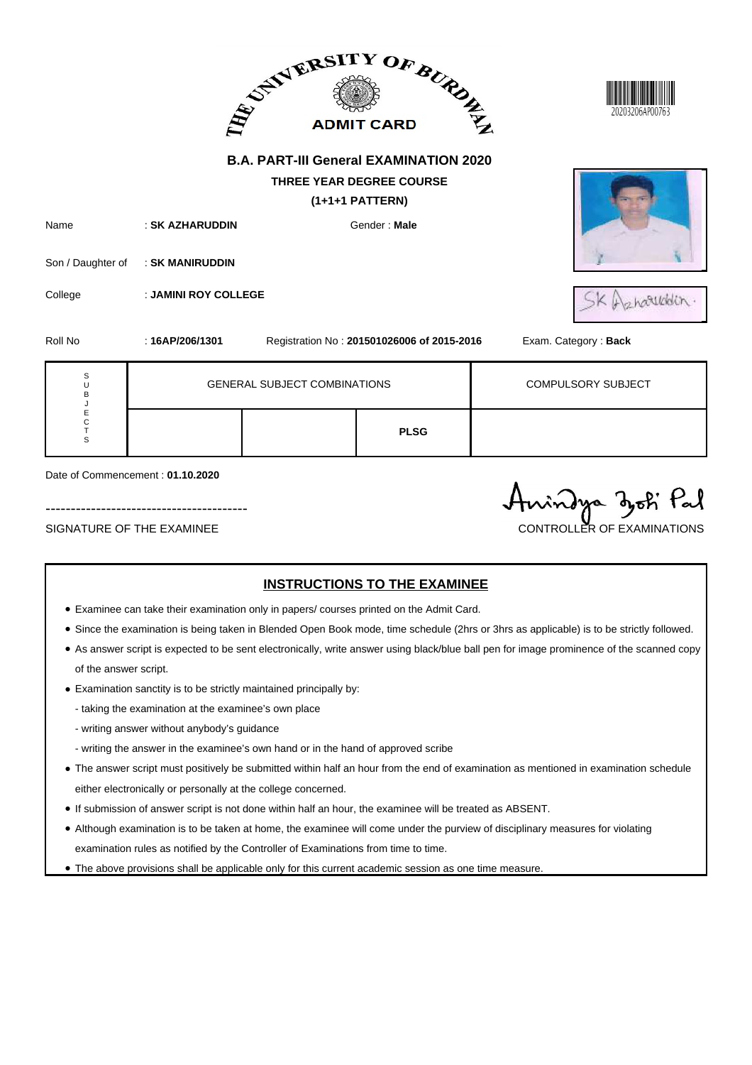THE UNIVERSITY OF BURDWAN

**ADMIT CARD**

20203206AP00763

## B.A. PART-III General EXAMINATION 2020

**THREE YEAR DEGREE COURSE**

**(1+1+1 PATTERN)**

Name : **SK AZHARUDDIN** Gender : **Male**

Son / Daughter of : **SK MANIRUDDIN**

College : **JAMINI ROY COLLEGE**

Roll No : **16AP/206/1301** Registration No : **201501026006 of 2015-2016** Exam. Category : **Back**

| SUBJECTS | GENERAL SUBJECT COMBINATIONS | | | COMPULSORY SUBJECT |
|---|---|---|---|---|
| | | | **PLSG** | |

Date of Commencement : **01.10.2020**

----------------------------------------

SIGNATURE OF THE EXAMINEE

CONTROLLER OF EXAMINATIONS

### INSTRUCTIONS TO THE EXAMINEE

- Examinee can take their examination only in papers/ courses printed on the Admit Card.
- Since the examination is being taken in Blended Open Book mode, time schedule (2hrs or 3hrs as applicable) is to be strictly followed.
- As answer script is expected to be sent electronically, write answer using black/blue ball pen for image prominence of the scanned copy of the answer script.
- Examination sanctity is to be strictly maintained principally by:
  - taking the examination at the examinee's own place
  - writing answer without anybody's guidance
  - writing the answer in the examinee's own hand or in the hand of approved scribe
- The answer script must positively be submitted within half an hour from the end of examination as mentioned in examination schedule either electronically or personally at the college concerned.
- If submission of answer script is not done within half an hour, the examinee will be treated as ABSENT.
- Although examination is to be taken at home, the examinee will come under the purview of disciplinary measures for violating examination rules as notified by the Controller of Examinations from time to time.
- The above provisions shall be applicable only for this current academic session as one time measure.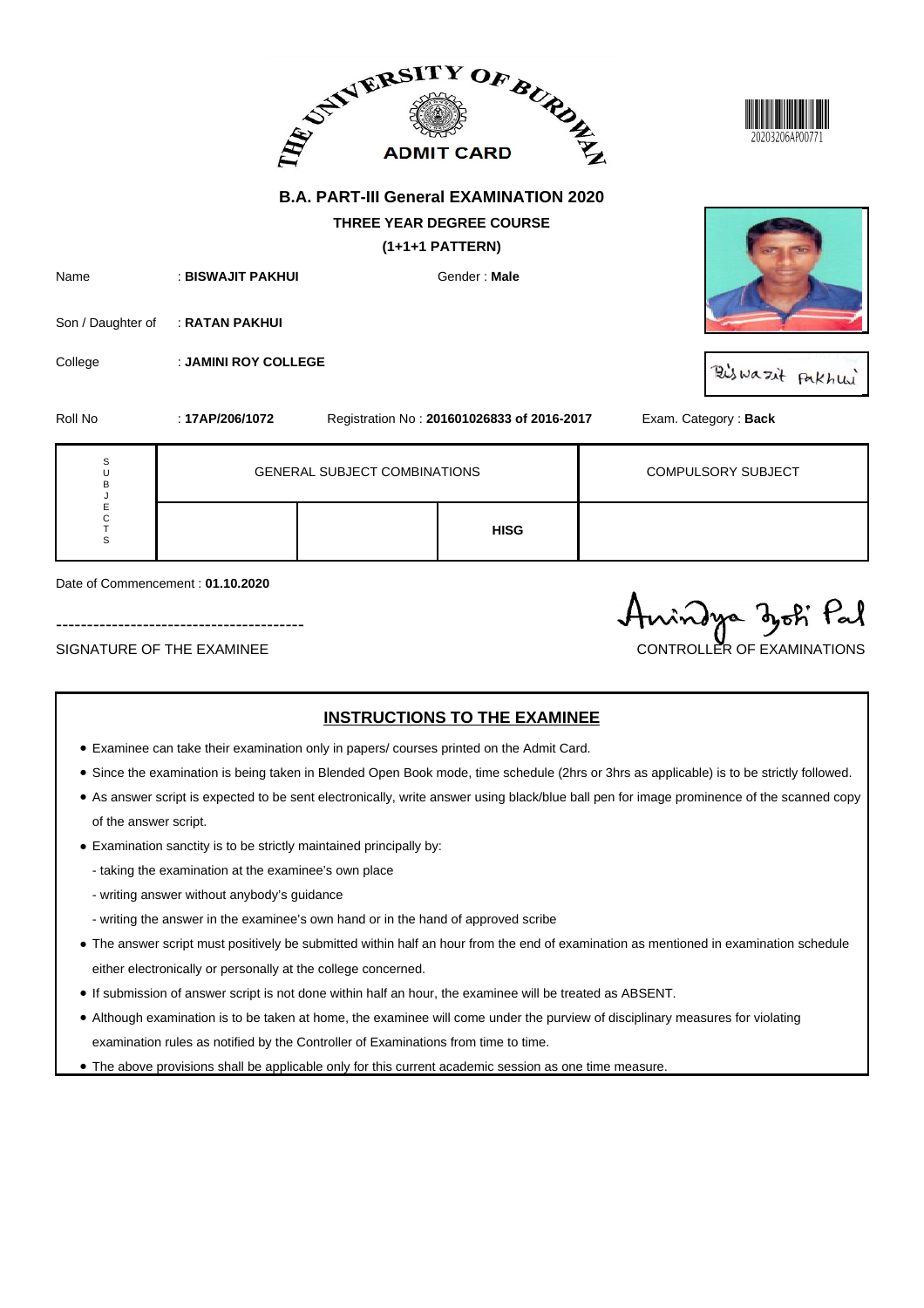THE UNIVERSITY OF BURDWAN

# ADMIT CARD

20203206AP00771

## B.A. PART-III General EXAMINATION 2020

### THREE YEAR DEGREE COURSE

### (1+1+1 PATTERN)

Name : **BISWAJIT PAKHUI** Gender : **Male**

Son / Daughter of : **RATAN PAKHUI**

College : **JAMINI ROY COLLEGE**

Biswazit Pakhui

Roll No : **17AP/206/1072** Registration No : **201601026833 of 2016-2017** Exam. Category : **Back**

| SUBJECTS | GENERAL SUBJECT COMBINATIONS | | | COMPULSORY SUBJECT |
|---|---|---|---|---|
| | | | **HISG** | |

Date of Commencement : **01.10.2020**

----------------------------------------

SIGNATURE OF THE EXAMINEE

Anindya Jyoti Pal

CONTROLLER OF EXAMINATIONS

## INSTRUCTIONS TO THE EXAMINEE

- Examinee can take their examination only in papers/ courses printed on the Admit Card.
- Since the examination is being taken in Blended Open Book mode, time schedule (2hrs or 3hrs as applicable) is to be strictly followed.
- As answer script is expected to be sent electronically, write answer using black/blue ball pen for image prominence of the scanned copy of the answer script.
- Examination sanctity is to be strictly maintained principally by:
  - taking the examination at the examinee's own place
  - writing answer without anybody's guidance
  - writing the answer in the examinee's own hand or in the hand of approved scribe
- The answer script must positively be submitted within half an hour from the end of examination as mentioned in examination schedule either electronically or personally at the college concerned.
- If submission of answer script is not done within half an hour, the examinee will be treated as ABSENT.
- Although examination is to be taken at home, the examinee will come under the purview of disciplinary measures for violating examination rules as notified by the Controller of Examinations from time to time.
- The above provisions shall be applicable only for this current academic session as one time measure.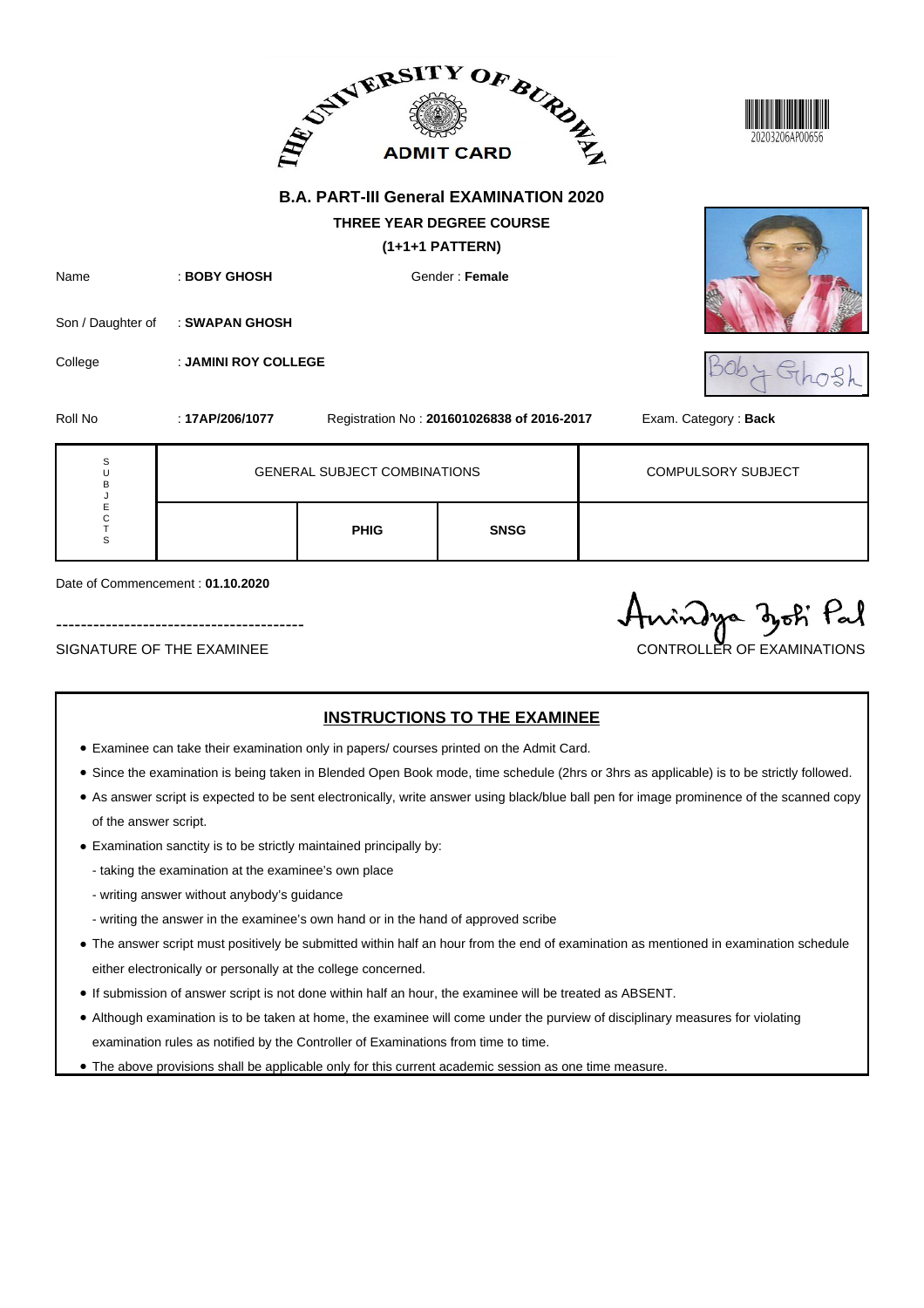# THE UNIVERSITY OF BURDWAN

## ADMIT CARD

20203206AP00656

### B.A. PART-III General EXAMINATION 2020

**THREE YEAR DEGREE COURSE**

**(1+1+1 PATTERN)**

Name : **BOBY GHOSH** Gender : **Female**

Son / Daughter of : **SWAPAN GHOSH**

College : **JAMINI ROY COLLEGE**

Roll No : **17AP/206/1077** Registration No : **201601026838 of 2016-2017** Exam. Category : **Back**

| SUBJECTS | GENERAL SUBJECT COMBINATIONS | | | COMPULSORY SUBJECT |
|---|---|---|---|---|
| | | **PHIG** | **SNSG** | |

Date of Commencement : **01.10.2020**

----------------------------------------

SIGNATURE OF THE EXAMINEE

CONTROLLER OF EXAMINATIONS

## INSTRUCTIONS TO THE EXAMINEE

- Examinee can take their examination only in papers/ courses printed on the Admit Card.
- Since the examination is being taken in Blended Open Book mode, time schedule (2hrs or 3hrs as applicable) is to be strictly followed.
- As answer script is expected to be sent electronically, write answer using black/blue ball pen for image prominence of the scanned copy of the answer script.
- Examination sanctity is to be strictly maintained principally by:
  - taking the examination at the examinee's own place
  - writing answer without anybody's guidance
  - writing the answer in the examinee's own hand or in the hand of approved scribe
- The answer script must positively be submitted within half an hour from the end of examination as mentioned in examination schedule either electronically or personally at the college concerned.
- If submission of answer script is not done within half an hour, the examinee will be treated as ABSENT.
- Although examination is to be taken at home, the examinee will come under the purview of disciplinary measures for violating examination rules as notified by the Controller of Examinations from time to time.
- The above provisions shall be applicable only for this current academic session as one time measure.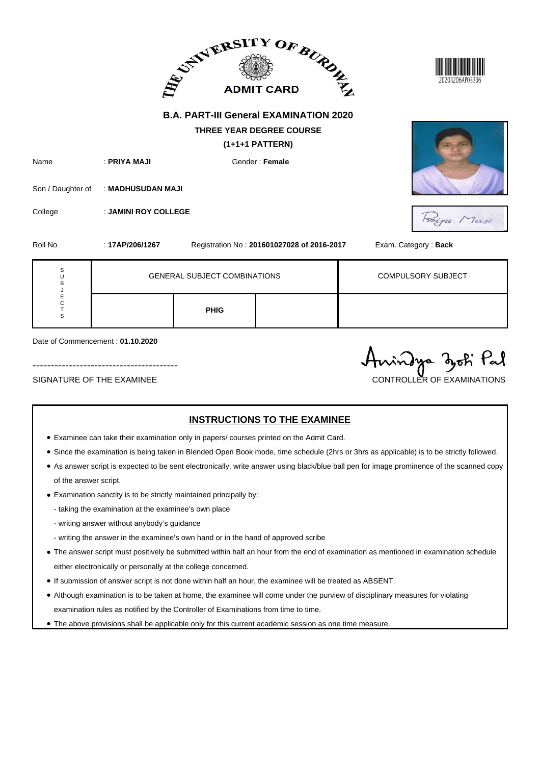# THE UNIVERSITY OF BURDWAN

## ADMIT CARD

20203206AP03306

### B.A. PART-III General EXAMINATION 2020

**THREE YEAR DEGREE COURSE**

**(1+1+1 PATTERN)**

Name : **PRIYA MAJI** Gender : **Female**

Son / Daughter of : **MADHUSUDAN MAJI**

College : **JAMINI ROY COLLEGE**

Roll No : **17AP/206/1267** Registration No : **201601027028 of 2016-2017** Exam. Category : **Back**

| SUBJECTS | GENERAL SUBJECT COMBINATIONS | | | COMPULSORY SUBJECT |
|---|---|---|---|---|
| | | **PHIG** | | |

Date of Commencement : **01.10.2020**

----------------------------------------

SIGNATURE OF THE EXAMINEE

CONTROLLER OF EXAMINATIONS

## INSTRUCTIONS TO THE EXAMINEE

- Examinee can take their examination only in papers/ courses printed on the Admit Card.
- Since the examination is being taken in Blended Open Book mode, time schedule (2hrs or 3hrs as applicable) is to be strictly followed.
- As answer script is expected to be sent electronically, write answer using black/blue ball pen for image prominence of the scanned copy of the answer script.
- Examination sanctity is to be strictly maintained principally by:
  - taking the examination at the examinee's own place
  - writing answer without anybody's guidance
  - writing the answer in the examinee's own hand or in the hand of approved scribe
- The answer script must positively be submitted within half an hour from the end of examination as mentioned in examination schedule either electronically or personally at the college concerned.
- If submission of answer script is not done within half an hour, the examinee will be treated as ABSENT.
- Although examination is to be taken at home, the examinee will come under the purview of disciplinary measures for violating examination rules as notified by the Controller of Examinations from time to time.
- The above provisions shall be applicable only for this current academic session as one time measure.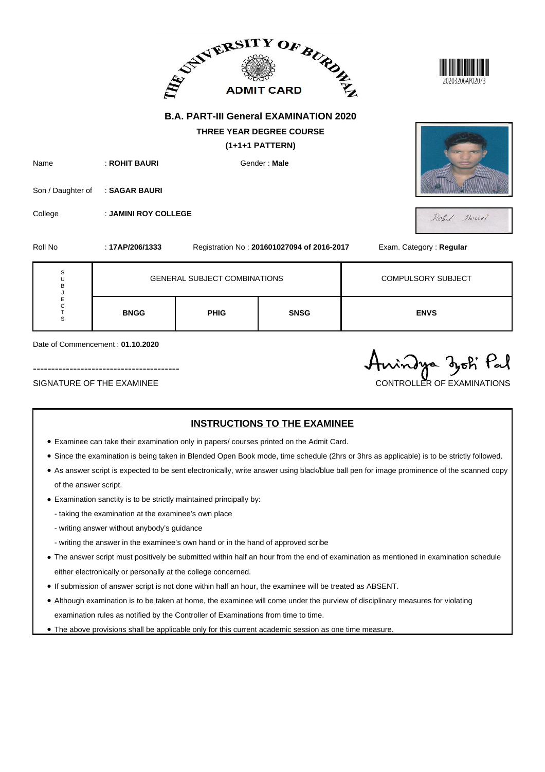# THE UNIVERSITY OF BURDWAN

## ADMIT CARD

20203206AP02073

### B.A. PART-III General EXAMINATION 2020

**THREE YEAR DEGREE COURSE**

**(1+1+1 PATTERN)**

Name : **ROHIT BAURI** Gender : **Male**

Son / Daughter of : **SAGAR BAURI**

College : **JAMINI ROY COLLEGE**

Roll No : **17AP/206/1333** Registration No : **201601027094 of 2016-2017** Exam. Category : **Regular**

| SUBJECTS | GENERAL SUBJECT COMBINATIONS | | | COMPULSORY SUBJECT |
|---|---|---|---|---|
| | **BNGG** | **PHIG** | **SNSG** | **ENVS** |

Date of Commencement : **01.10.2020**

----------------------------------------

SIGNATURE OF THE EXAMINEE

Anindya Jyoti Pal

CONTROLLER OF EXAMINATIONS

## INSTRUCTIONS TO THE EXAMINEE

- Examinee can take their examination only in papers/ courses printed on the Admit Card.
- Since the examination is being taken in Blended Open Book mode, time schedule (2hrs or 3hrs as applicable) is to be strictly followed.
- As answer script is expected to be sent electronically, write answer using black/blue ball pen for image prominence of the scanned copy of the answer script.
- Examination sanctity is to be strictly maintained principally by:
  - taking the examination at the examinee's own place
  - writing answer without anybody's guidance
  - writing the answer in the examinee's own hand or in the hand of approved scribe
- The answer script must positively be submitted within half an hour from the end of examination as mentioned in examination schedule either electronically or personally at the college concerned.
- If submission of answer script is not done within half an hour, the examinee will be treated as ABSENT.
- Although examination is to be taken at home, the examinee will come under the purview of disciplinary measures for violating examination rules as notified by the Controller of Examinations from time to time.
- The above provisions shall be applicable only for this current academic session as one time measure.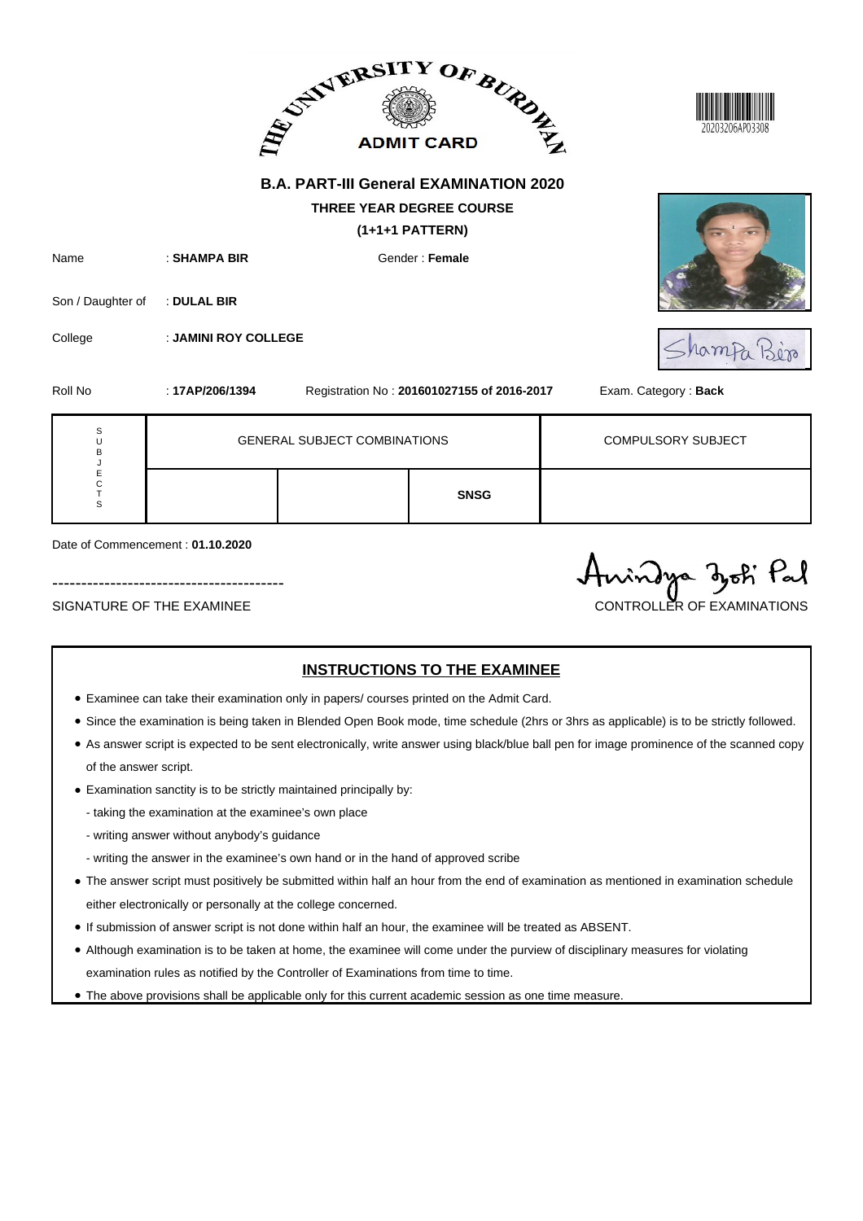THE UNIVERSITY OF BURDWAN

ADMIT CARD

20203206AP03308

## B.A. PART-III General EXAMINATION 2020

### THREE YEAR DEGREE COURSE

### (1+1+1 PATTERN)

Name : **SHAMPA BIR** Gender : **Female**

Son / Daughter of : **DULAL BIR**

College : **JAMINI ROY COLLEGE**

Roll No : **17AP/206/1394** Registration No : **201601027155 of 2016-2017** Exam. Category : **Back**

| SUBJECTS | GENERAL SUBJECT COMBINATIONS | | | COMPULSORY SUBJECT |
|---|---|---|---|---|
| | | | **SNSG** | |

Date of Commencement : **01.10.2020**

----------------------------------------

SIGNATURE OF THE EXAMINEE

CONTROLLER OF EXAMINATIONS

## INSTRUCTIONS TO THE EXAMINEE

- Examinee can take their examination only in papers/ courses printed on the Admit Card.
- Since the examination is being taken in Blended Open Book mode, time schedule (2hrs or 3hrs as applicable) is to be strictly followed.
- As answer script is expected to be sent electronically, write answer using black/blue ball pen for image prominence of the scanned copy of the answer script.
- Examination sanctity is to be strictly maintained principally by:
  - taking the examination at the examinee's own place
  - writing answer without anybody's guidance
  - writing the answer in the examinee's own hand or in the hand of approved scribe
- The answer script must positively be submitted within half an hour from the end of examination as mentioned in examination schedule either electronically or personally at the college concerned.
- If submission of answer script is not done within half an hour, the examinee will be treated as ABSENT.
- Although examination is to be taken at home, the examinee will come under the purview of disciplinary measures for violating examination rules as notified by the Controller of Examinations from time to time.
- The above provisions shall be applicable only for this current academic session as one time measure.